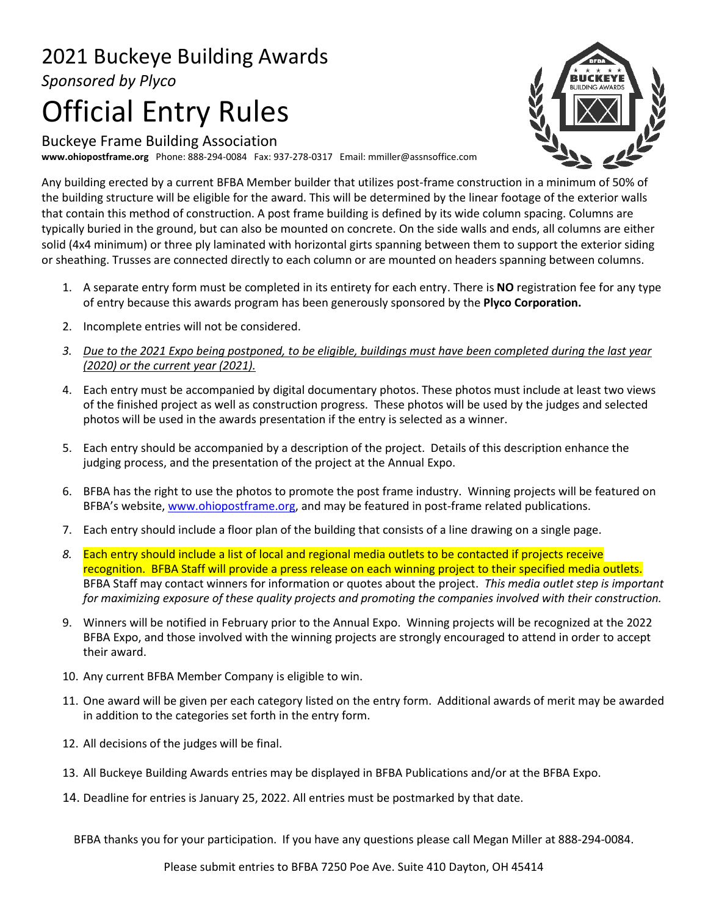# 2021 Buckeye Building Awards

*Sponsored by Plyco*

# Official Entry Rules

Buckeye Frame Building Association

**www.ohiopostframe.org** Phone: 888-294-0084 Fax: 937-278-0317 Email: mmiller@assnsoffice.com

Any building erected by a current BFBA Member builder that utilizes post-frame construction in a minimum of 50% of the building structure will be eligible for the award. This will be determined by the linear footage of the exterior walls that contain this method of construction. A post frame building is defined by its wide column spacing. Columns are typically buried in the ground, but can also be mounted on concrete. On the side walls and ends, all columns are either solid (4x4 minimum) or three ply laminated with horizontal girts spanning between them to support the exterior siding or sheathing. Trusses are connected directly to each column or are mounted on headers spanning between columns.

1. A separate entry form must be completed in its entirety for each entry. There is **NO** registration fee for any type of entry because this awards program has been generously sponsored by the **Plyco Corporation.**
2. Incomplete entries will not be considered.
3. *Due to the 2021 Expo being postponed, to be eligible, buildings must have been completed during the last year (2020) or the current year (2021).*
4. Each entry must be accompanied by digital documentary photos. These photos must include at least two views of the finished project as well as construction progress. These photos will be used by the judges and selected photos will be used in the awards presentation if the entry is selected as a winner.
5. Each entry should be accompanied by a description of the project. Details of this description enhance the judging process, and the presentation of the project at the Annual Expo.
6. BFBA has the right to use the photos to promote the post frame industry. Winning projects will be featured on BFBA's website, www.ohiopostframe.org, and may be featured in post-frame related publications.
7. Each entry should include a floor plan of the building that consists of a line drawing on a single page.
8. Each entry should include a list of local and regional media outlets to be contacted if projects receive recognition. BFBA Staff will provide a press release on each winning project to their specified media outlets. BFBA Staff may contact winners for information or quotes about the project. *This media outlet step is important for maximizing exposure of these quality projects and promoting the companies involved with their construction.*
9. Winners will be notified in February prior to the Annual Expo. Winning projects will be recognized at the 2022 BFBA Expo, and those involved with the winning projects are strongly encouraged to attend in order to accept their award.
10. Any current BFBA Member Company is eligible to win.
11. One award will be given per each category listed on the entry form. Additional awards of merit may be awarded in addition to the categories set forth in the entry form.
12. All decisions of the judges will be final.
13. All Buckeye Building Awards entries may be displayed in BFBA Publications and/or at the BFBA Expo.
14. Deadline for entries is January 25, 2022. All entries must be postmarked by that date.

BFBA thanks you for your participation. If you have any questions please call Megan Miller at 888-294-0084.

Please submit entries to BFBA 7250 Poe Ave. Suite 410 Dayton, OH 45414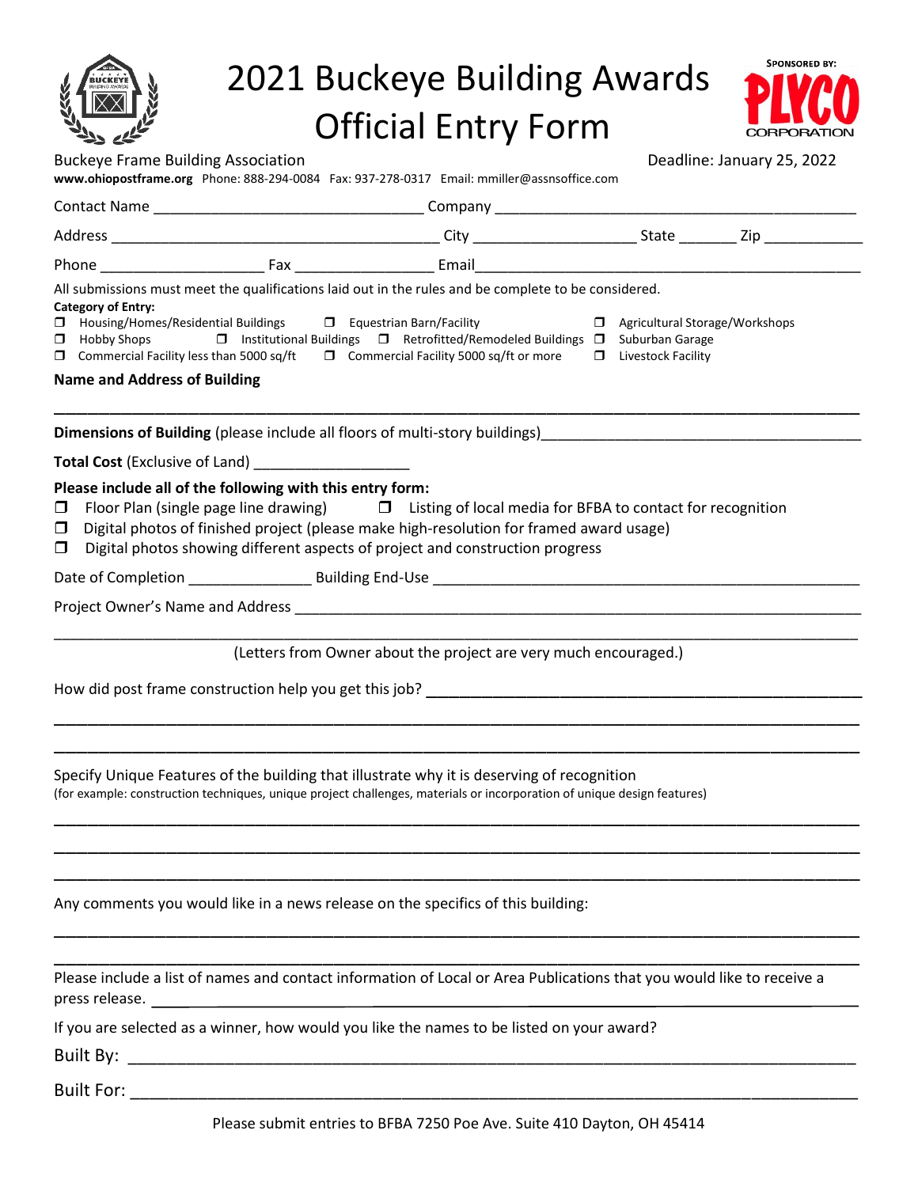# 2021 Buckeye Building Awards Official Entry Form

SPONSORED BY: PLYCO CORPORATION

Buckeye Frame Building Association

Deadline: January 25, 2022

**www.ohiopostframe.org** Phone: 888-294-0084 Fax: 937-278-0317 Email: mmiller@assnsoffice.com

Contact Name ______________________________ Company ________________________________________

Address ____________________________________ City __________________ State ______ Zip ___________

Phone __________________ Fax _______________ Email__________________________________________

All submissions must meet the qualifications laid out in the rules and be complete to be considered.

**Category of Entry:**

- ❒ Housing/Homes/Residential Buildings
- ❒ Equestrian Barn/Facility
- ❒ Agricultural Storage/Workshops
- ❒ Hobby Shops
- ❒ Institutional Buildings
- ❒ Retrofitted/Remodeled Buildings
- ❒ Suburban Garage
- ❒ Commercial Facility less than 5000 sq/ft
- ❒ Commercial Facility 5000 sq/ft or more
- ❒ Livestock Facility

**Name and Address of Building**

_____________________________________________________________________________________

**Dimensions of Building** (please include all floors of multi-story buildings)_______________________________

**Total Cost** (Exclusive of Land) __________________

**Please include all of the following with this entry form:**

- ❒ Floor Plan (single page line drawing)
- ❒ Listing of local media for BFBA to contact for recognition
- ❒ Digital photos of finished project (please make high-resolution for framed award usage)
- ❒ Digital photos showing different aspects of project and construction progress

Date of Completion _______________ Building End-Use ____________________________________________

Project Owner's Name and Address ___________________________________________________________

_____________________________________________________________________________________

(Letters from Owner about the project are very much encouraged.)

How did post frame construction help you get this job? ______________________________________________

_____________________________________________________________________________________

_____________________________________________________________________________________

Specify Unique Features of the building that illustrate why it is deserving of recognition
(for example: construction techniques, unique project challenges, materials or incorporation of unique design features)

_____________________________________________________________________________________

_____________________________________________________________________________________

_____________________________________________________________________________________

Any comments you would like in a news release on the specifics of this building:

_____________________________________________________________________________________

_____________________________________________________________________________________

Please include a list of names and contact information of Local or Area Publications that you would like to receive a press release. ______________________________________________________________________

If you are selected as a winner, how would you like the names to be listed on your award?

Built By: ____________________________________________________________________________

Built For: ____________________________________________________________________________

Please submit entries to BFBA 7250 Poe Ave. Suite 410 Dayton, OH 45414